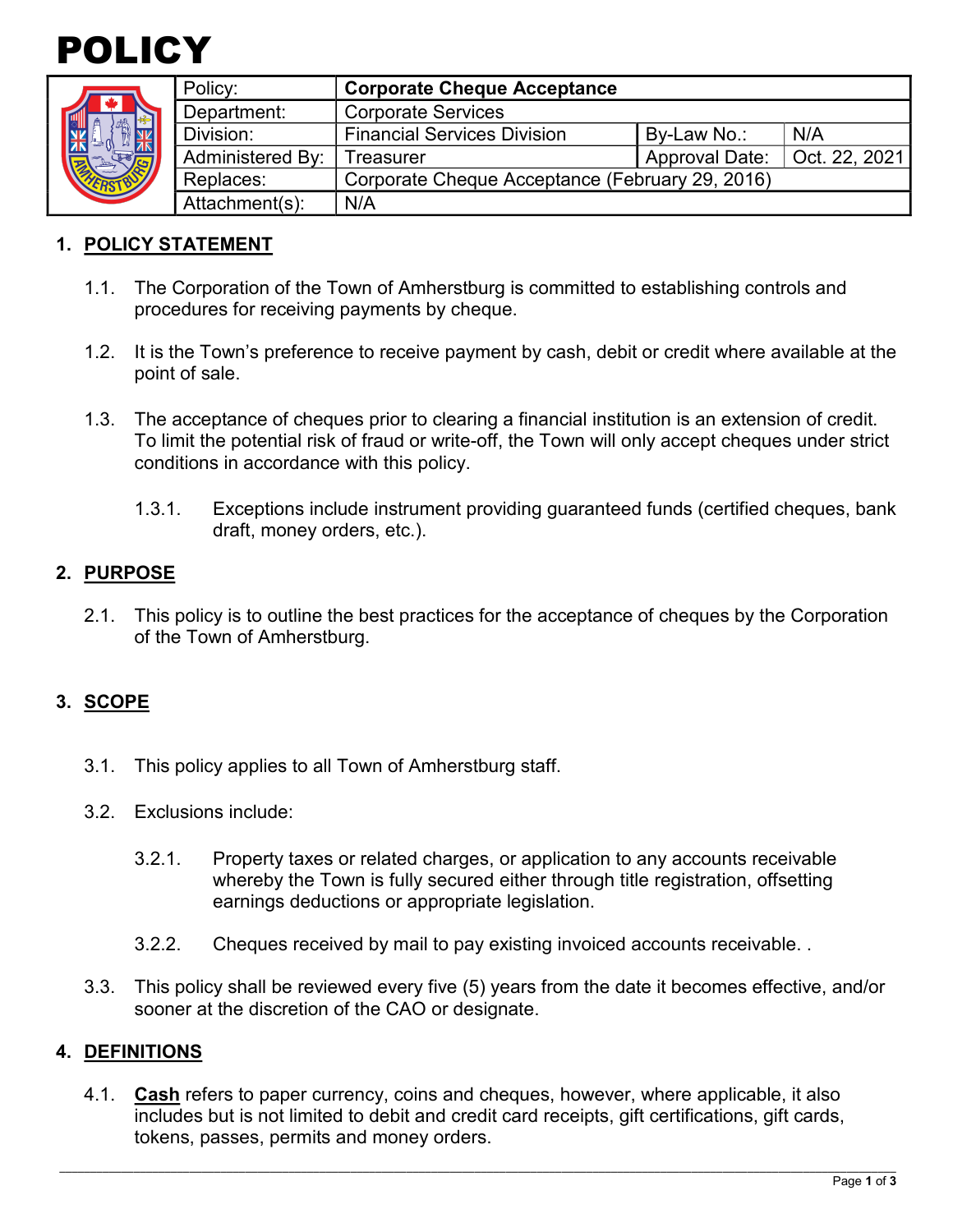# POLICY

| Policy: | **Corporate Cheque Acceptance** | | |
|---|---|---|---|
| Department: | Corporate Services | | |
| Division: | Financial Services Division | By-Law No.: | N/A |
| Administered By: | Treasurer | Approval Date: | Oct. 22, 2021 |
| Replaces: | Corporate Cheque Acceptance (February 29, 2016) | | |
| Attachment(s): | N/A | | |

## 1. POLICY STATEMENT

1.1. The Corporation of the Town of Amherstburg is committed to establishing controls and procedures for receiving payments by cheque.

1.2. It is the Town's preference to receive payment by cash, debit or credit where available at the point of sale.

1.3. The acceptance of cheques prior to clearing a financial institution is an extension of credit. To limit the potential risk of fraud or write-off, the Town will only accept cheques under strict conditions in accordance with this policy.

1.3.1. Exceptions include instrument providing guaranteed funds (certified cheques, bank draft, money orders, etc.).

## 2. PURPOSE

2.1. This policy is to outline the best practices for the acceptance of cheques by the Corporation of the Town of Amherstburg.

## 3. SCOPE

3.1. This policy applies to all Town of Amherstburg staff.

3.2. Exclusions include:

3.2.1. Property taxes or related charges, or application to any accounts receivable whereby the Town is fully secured either through title registration, offsetting earnings deductions or appropriate legislation.

3.2.2. Cheques received by mail to pay existing invoiced accounts receivable. .

3.3. This policy shall be reviewed every five (5) years from the date it becomes effective, and/or sooner at the discretion of the CAO or designate.

## 4. DEFINITIONS

4.1. **Cash** refers to paper currency, coins and cheques, however, where applicable, it also includes but is not limited to debit and credit card receipts, gift certifications, gift cards, tokens, passes, permits and money orders.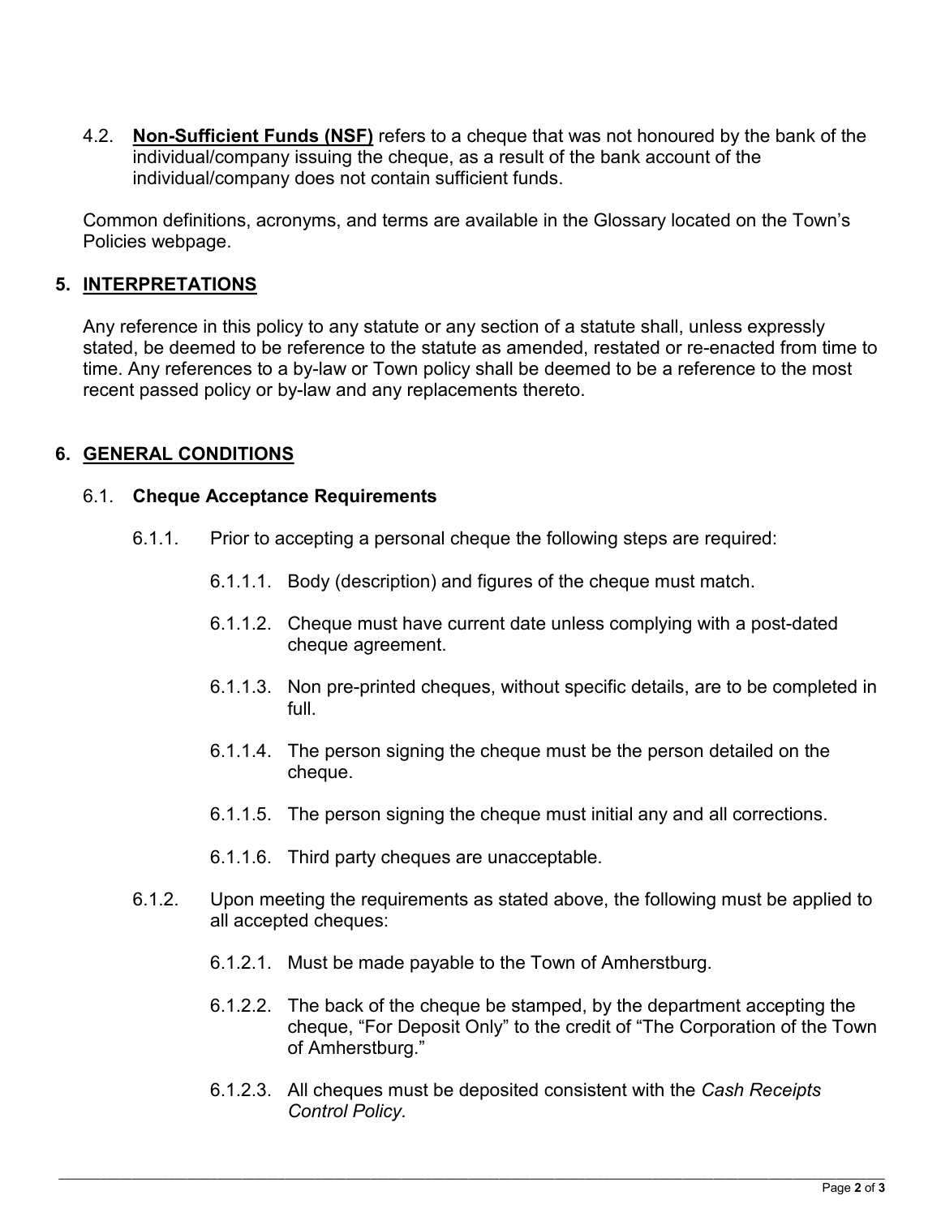4.2. **Non-Sufficient Funds (NSF)** refers to a cheque that was not honoured by the bank of the individual/company issuing the cheque, as a result of the bank account of the individual/company does not contain sufficient funds.

Common definitions, acronyms, and terms are available in the Glossary located on the Town's Policies webpage.

## 5. INTERPRETATIONS

Any reference in this policy to any statute or any section of a statute shall, unless expressly stated, be deemed to be reference to the statute as amended, restated or re-enacted from time to time. Any references to a by-law or Town policy shall be deemed to be a reference to the most recent passed policy or by-law and any replacements thereto.

## 6. GENERAL CONDITIONS

### 6.1. Cheque Acceptance Requirements

6.1.1. Prior to accepting a personal cheque the following steps are required:

- 6.1.1.1. Body (description) and figures of the cheque must match.
- 6.1.1.2. Cheque must have current date unless complying with a post-dated cheque agreement.
- 6.1.1.3. Non pre-printed cheques, without specific details, are to be completed in full.
- 6.1.1.4. The person signing the cheque must be the person detailed on the cheque.
- 6.1.1.5. The person signing the cheque must initial any and all corrections.
- 6.1.1.6. Third party cheques are unacceptable.

6.1.2. Upon meeting the requirements as stated above, the following must be applied to all accepted cheques:

- 6.1.2.1. Must be made payable to the Town of Amherstburg.
- 6.1.2.2. The back of the cheque be stamped, by the department accepting the cheque, "For Deposit Only" to the credit of "The Corporation of the Town of Amherstburg."
- 6.1.2.3. All cheques must be deposited consistent with the *Cash Receipts Control Policy.*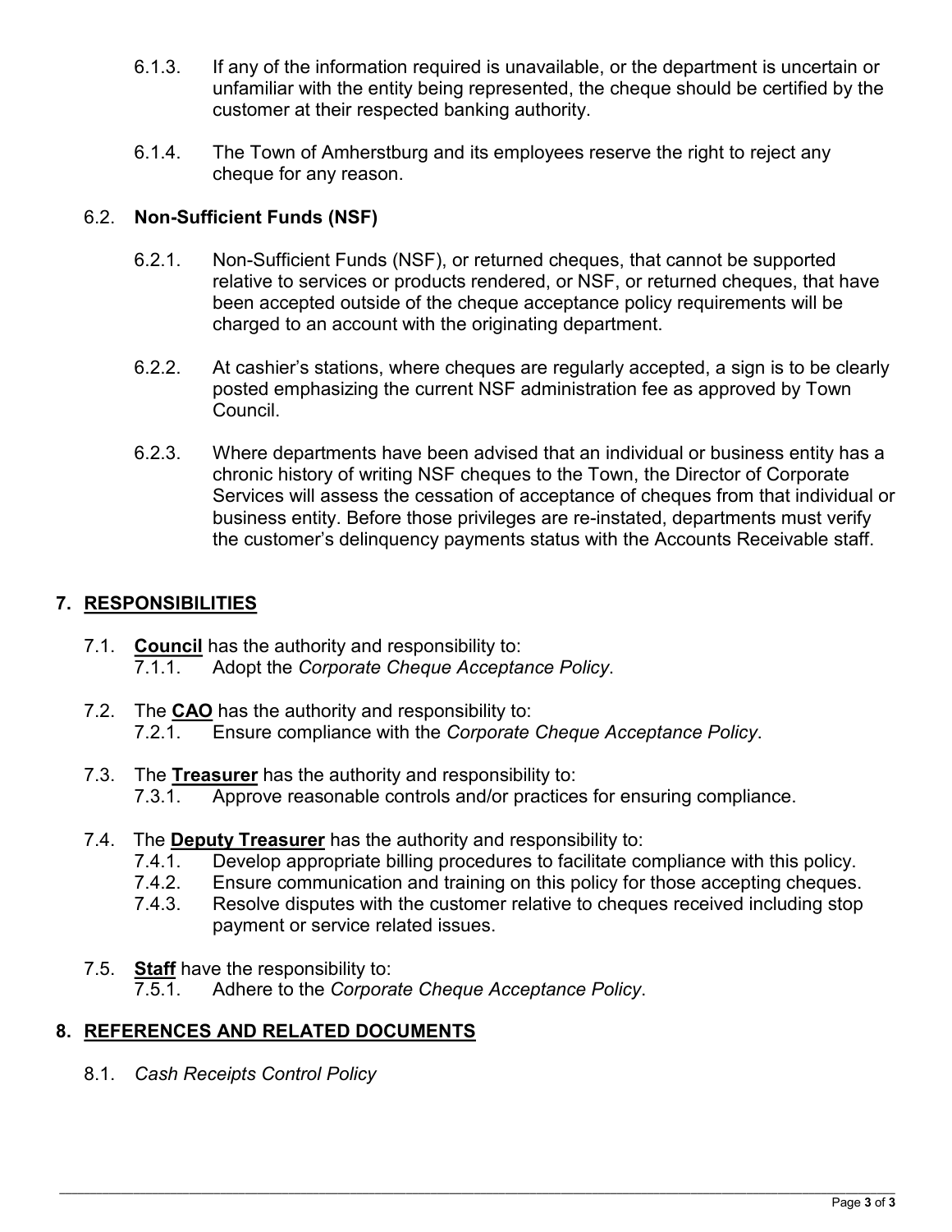6.1.3. If any of the information required is unavailable, or the department is uncertain or unfamiliar with the entity being represented, the cheque should be certified by the customer at their respected banking authority.

6.1.4. The Town of Amherstburg and its employees reserve the right to reject any cheque for any reason.

6.2. **Non-Sufficient Funds (NSF)**

6.2.1. Non-Sufficient Funds (NSF), or returned cheques, that cannot be supported relative to services or products rendered, or NSF, or returned cheques, that have been accepted outside of the cheque acceptance policy requirements will be charged to an account with the originating department.

6.2.2. At cashier's stations, where cheques are regularly accepted, a sign is to be clearly posted emphasizing the current NSF administration fee as approved by Town Council.

6.2.3. Where departments have been advised that an individual or business entity has a chronic history of writing NSF cheques to the Town, the Director of Corporate Services will assess the cessation of acceptance of cheques from that individual or business entity. Before those privileges are re-instated, departments must verify the customer's delinquency payments status with the Accounts Receivable staff.

## 7. RESPONSIBILITIES

7.1. **Council** has the authority and responsibility to:

7.1.1. Adopt the *Corporate Cheque Acceptance Policy*.

7.2. The **CAO** has the authority and responsibility to:

7.2.1. Ensure compliance with the *Corporate Cheque Acceptance Policy*.

7.3. The **Treasurer** has the authority and responsibility to:

7.3.1. Approve reasonable controls and/or practices for ensuring compliance.

7.4. The **Deputy Treasurer** has the authority and responsibility to:

7.4.1. Develop appropriate billing procedures to facilitate compliance with this policy.

7.4.2. Ensure communication and training on this policy for those accepting cheques.

7.4.3. Resolve disputes with the customer relative to cheques received including stop payment or service related issues.

7.5. **Staff** have the responsibility to:

7.5.1. Adhere to the *Corporate Cheque Acceptance Policy*.

## 8. REFERENCES AND RELATED DOCUMENTS

8.1. *Cash Receipts Control Policy*